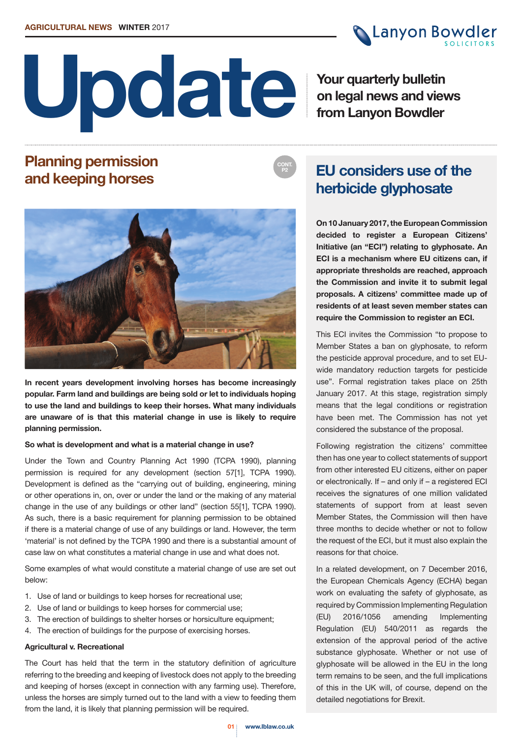AGRICULTURAL NEWS **WINTER** 2017

# Update

**Your quarterly bulletin on legal news and views from Lanyon Bowdler**

## Planning permission and keeping horses

CONT. P2

**In recent years development involving horses has become increasingly popular. Farm land and buildings are being sold or let to individuals hoping to use the land and buildings to keep their horses. What many individuals are unaware of is that this material change in use is likely to require planning permission.**

**So what is development and what is a material change in use?**

Under the Town and Country Planning Act 1990 (TCPA 1990), planning permission is required for any development (section 57[1], TCPA 1990). Development is defined as the "carrying out of building, engineering, mining or other operations in, on, over or under the land or the making of any material change in the use of any buildings or other land" (section 55[1], TCPA 1990). As such, there is a basic requirement for planning permission to be obtained if there is a material change of use of any buildings or land. However, the term 'material' is not defined by the TCPA 1990 and there is a substantial amount of case law on what constitutes a material change in use and what does not.

Some examples of what would constitute a material change of use are set out below:

1. Use of land or buildings to keep horses for recreational use;
2. Use of land or buildings to keep horses for commercial use;
3. The erection of buildings to shelter horses or horsiculture equipment;
4. The erection of buildings for the purpose of exercising horses.

**Agricultural v. Recreational**

The Court has held that the term in the statutory definition of agriculture referring to the breeding and keeping of livestock does not apply to the breeding and keeping of horses (except in connection with any farming use). Therefore, unless the horses are simply turned out to the land with a view to feeding them from the land, it is likely that planning permission will be required.

## EU considers use of the herbicide glyphosate

**On 10 January 2017, the European Commission decided to register a European Citizens' Initiative (an "ECI") relating to glyphosate. An ECI is a mechanism where EU citizens can, if appropriate thresholds are reached, approach the Commission and invite it to submit legal proposals. A citizens' committee made up of residents of at least seven member states can require the Commission to register an ECI.**

This ECI invites the Commission "to propose to Member States a ban on glyphosate, to reform the pesticide approval procedure, and to set EU-wide mandatory reduction targets for pesticide use". Formal registration takes place on 25th January 2017. At this stage, registration simply means that the legal conditions or registration have been met. The Commission has not yet considered the substance of the proposal.

Following registration the citizens' committee then has one year to collect statements of support from other interested EU citizens, either on paper or electronically. If – and only if – a registered ECI receives the signatures of one million validated statements of support from at least seven Member States, the Commission will then have three months to decide whether or not to follow the request of the ECI, but it must also explain the reasons for that choice.

In a related development, on 7 December 2016, the European Chemicals Agency (ECHA) began work on evaluating the safety of glyphosate, as required by Commission Implementing Regulation (EU) 2016/1056 amending Implementing Regulation (EU) 540/2011 as regards the extension of the approval period of the active substance glyphosate. Whether or not use of glyphosate will be allowed in the EU in the long term remains to be seen, and the full implications of this in the UK will, of course, depend on the detailed negotiations for Brexit.

www.lblaw.co.uk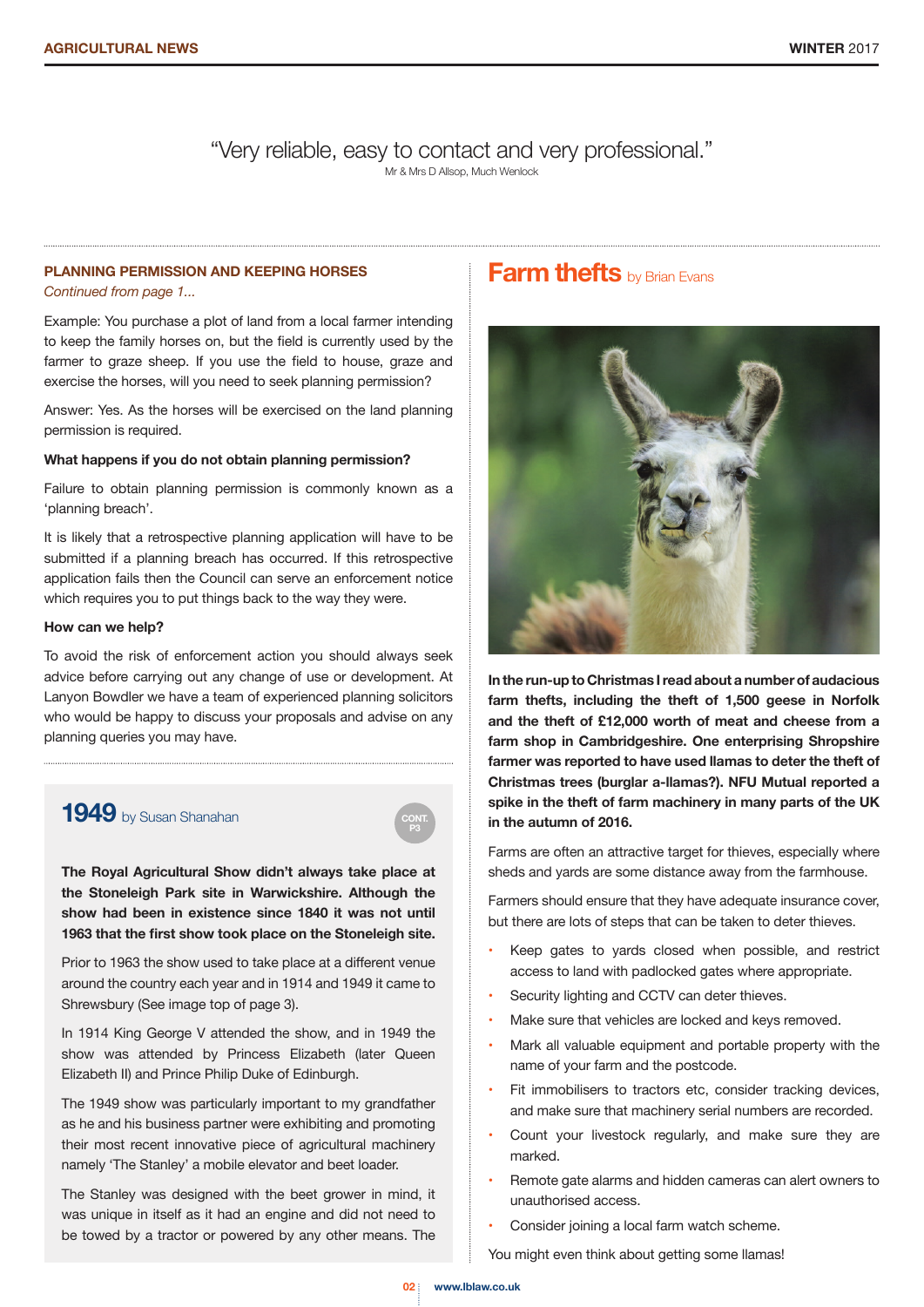"Very reliable, easy to contact and very professional."
Mr & Mrs D Allsop, Much Wenlock

## PLANNING PERMISSION AND KEEPING HORSES

*Continued from page 1...*

Example: You purchase a plot of land from a local farmer intending to keep the family horses on, but the field is currently used by the farmer to graze sheep. If you use the field to house, graze and exercise the horses, will you need to seek planning permission?

Answer: Yes. As the horses will be exercised on the land planning permission is required.

**What happens if you do not obtain planning permission?**

Failure to obtain planning permission is commonly known as a 'planning breach'.

It is likely that a retrospective planning application will have to be submitted if a planning breach has occurred. If this retrospective application fails then the Council can serve an enforcement notice which requires you to put things back to the way they were.

**How can we help?**

To avoid the risk of enforcement action you should always seek advice before carrying out any change of use or development. At Lanyon Bowdler we have a team of experienced planning solicitors who would be happy to discuss your proposals and advise on any planning queries you may have.

## 1949 by Susan Shanahan

CONT. P3

**The Royal Agricultural Show didn't always take place at the Stoneleigh Park site in Warwickshire. Although the show had been in existence since 1840 it was not until 1963 that the first show took place on the Stoneleigh site.**

Prior to 1963 the show used to take place at a different venue around the country each year and in 1914 and 1949 it came to Shrewsbury (See image top of page 3).

In 1914 King George V attended the show, and in 1949 the show was attended by Princess Elizabeth (later Queen Elizabeth II) and Prince Philip Duke of Edinburgh.

The 1949 show was particularly important to my grandfather as he and his business partner were exhibiting and promoting their most recent innovative piece of agricultural machinery namely 'The Stanley' a mobile elevator and beet loader.

The Stanley was designed with the beet grower in mind, it was unique in itself as it had an engine and did not need to be towed by a tractor or powered by any other means. The

## Farm thefts by Brian Evans

**In the run-up to Christmas I read about a number of audacious farm thefts, including the theft of 1,500 geese in Norfolk and the theft of £12,000 worth of meat and cheese from a farm shop in Cambridgeshire. One enterprising Shropshire farmer was reported to have used llamas to deter the theft of Christmas trees (burglar a-llamas?). NFU Mutual reported a spike in the theft of farm machinery in many parts of the UK in the autumn of 2016.**

Farms are often an attractive target for thieves, especially where sheds and yards are some distance away from the farmhouse.

Farmers should ensure that they have adequate insurance cover, but there are lots of steps that can be taken to deter thieves.

- Keep gates to yards closed when possible, and restrict access to land with padlocked gates where appropriate.
- Security lighting and CCTV can deter thieves.
- Make sure that vehicles are locked and keys removed.
- Mark all valuable equipment and portable property with the name of your farm and the postcode.
- Fit immobilisers to tractors etc, consider tracking devices, and make sure that machinery serial numbers are recorded.
- Count your livestock regularly, and make sure they are marked.
- Remote gate alarms and hidden cameras can alert owners to unauthorised access.
- Consider joining a local farm watch scheme.

You might even think about getting some llamas!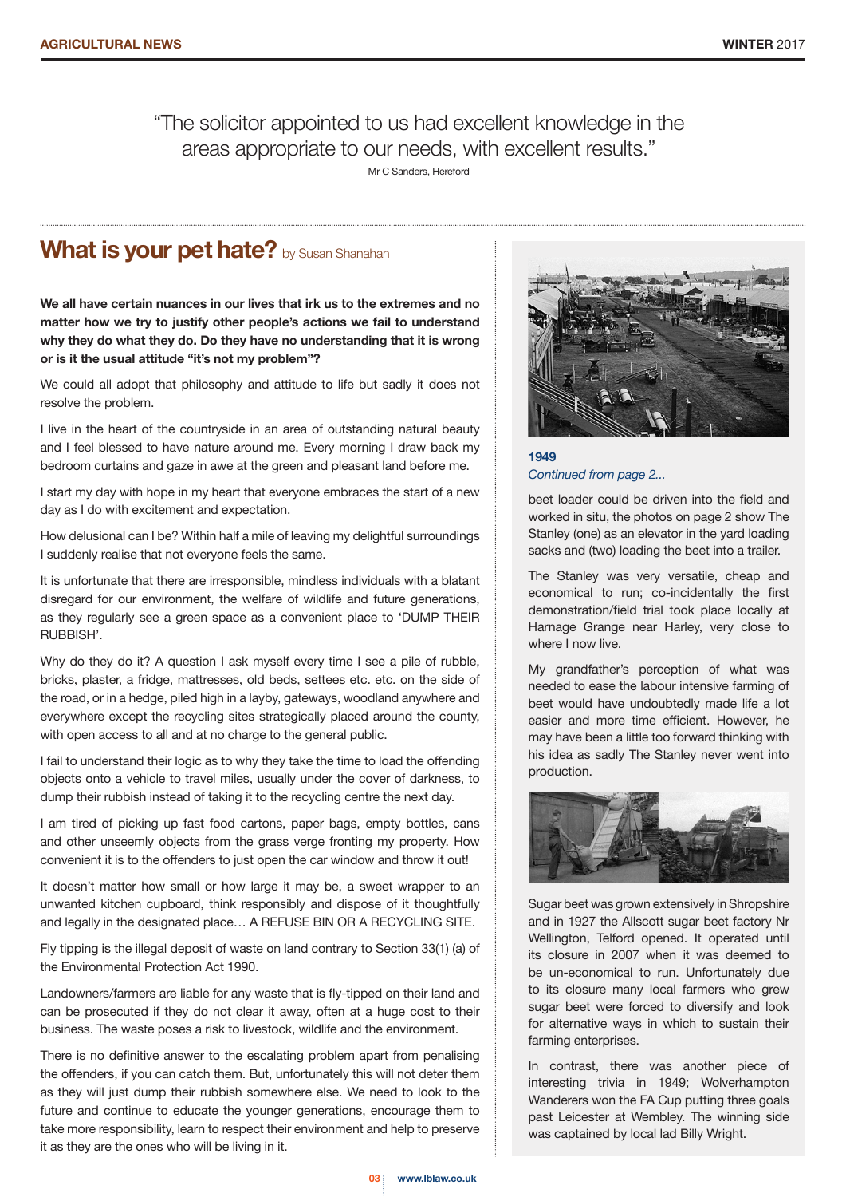"The solicitor appointed to us had excellent knowledge in the areas appropriate to our needs, with excellent results."

Mr C Sanders, Hereford

## What is your pet hate? by Susan Shanahan

**We all have certain nuances in our lives that irk us to the extremes and no matter how we try to justify other people's actions we fail to understand why they do what they do. Do they have no understanding that it is wrong or is it the usual attitude "it's not my problem"?**

We could all adopt that philosophy and attitude to life but sadly it does not resolve the problem.

I live in the heart of the countryside in an area of outstanding natural beauty and I feel blessed to have nature around me. Every morning I draw back my bedroom curtains and gaze in awe at the green and pleasant land before me.

I start my day with hope in my heart that everyone embraces the start of a new day as I do with excitement and expectation.

How delusional can I be? Within half a mile of leaving my delightful surroundings I suddenly realise that not everyone feels the same.

It is unfortunate that there are irresponsible, mindless individuals with a blatant disregard for our environment, the welfare of wildlife and future generations, as they regularly see a green space as a convenient place to 'DUMP THEIR RUBBISH'.

Why do they do it? A question I ask myself every time I see a pile of rubble, bricks, plaster, a fridge, mattresses, old beds, settees etc. etc. on the side of the road, or in a hedge, piled high in a layby, gateways, woodland anywhere and everywhere except the recycling sites strategically placed around the county, with open access to all and at no charge to the general public.

I fail to understand their logic as to why they take the time to load the offending objects onto a vehicle to travel miles, usually under the cover of darkness, to dump their rubbish instead of taking it to the recycling centre the next day.

I am tired of picking up fast food cartons, paper bags, empty bottles, cans and other unseemly objects from the grass verge fronting my property. How convenient it is to the offenders to just open the car window and throw it out!

It doesn't matter how small or how large it may be, a sweet wrapper to an unwanted kitchen cupboard, think responsibly and dispose of it thoughtfully and legally in the designated place… A REFUSE BIN OR A RECYCLING SITE.

Fly tipping is the illegal deposit of waste on land contrary to Section 33(1) (a) of the Environmental Protection Act 1990.

Landowners/farmers are liable for any waste that is fly-tipped on their land and can be prosecuted if they do not clear it away, often at a huge cost to their business. The waste poses a risk to livestock, wildlife and the environment.

There is no definitive answer to the escalating problem apart from penalising the offenders, if you can catch them. But, unfortunately this will not deter them as they will just dump their rubbish somewhere else. We need to look to the future and continue to educate the younger generations, encourage them to take more responsibility, learn to respect their environment and help to preserve it as they are the ones who will be living in it.

### 1949

*Continued from page 2...*

beet loader could be driven into the field and worked in situ, the photos on page 2 show The Stanley (one) as an elevator in the yard loading sacks and (two) loading the beet into a trailer.

The Stanley was very versatile, cheap and economical to run; co-incidentally the first demonstration/field trial took place locally at Harnage Grange near Harley, very close to where I now live.

My grandfather's perception of what was needed to ease the labour intensive farming of beet would have undoubtedly made life a lot easier and more time efficient. However, he may have been a little too forward thinking with his idea as sadly The Stanley never went into production.

Sugar beet was grown extensively in Shropshire and in 1927 the Allscott sugar beet factory Nr Wellington, Telford opened. It operated until its closure in 2007 when it was deemed to be un-economical to run. Unfortunately due to its closure many local farmers who grew sugar beet were forced to diversify and look for alternative ways in which to sustain their farming enterprises.

In contrast, there was another piece of interesting trivia in 1949; Wolverhampton Wanderers won the FA Cup putting three goals past Leicester at Wembley. The winning side was captained by local lad Billy Wright.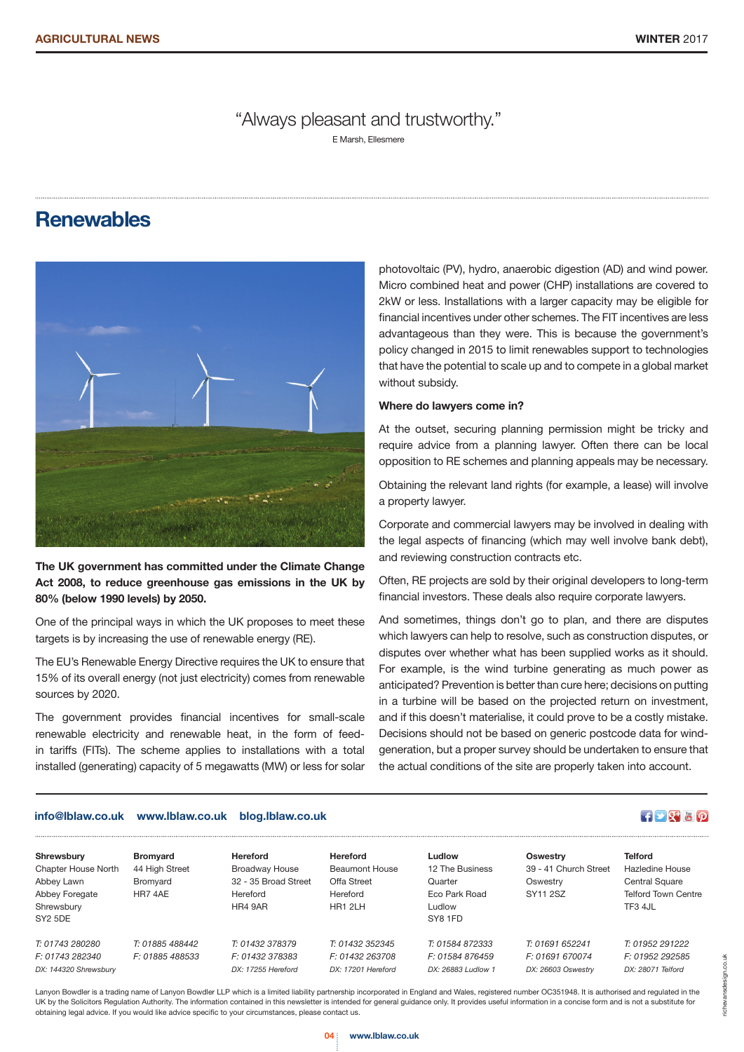"Always pleasant and trustworthy."

E Marsh, Ellesmere

# Renewables

**The UK government has committed under the Climate Change Act 2008, to reduce greenhouse gas emissions in the UK by 80% (below 1990 levels) by 2050.**

One of the principal ways in which the UK proposes to meet these targets is by increasing the use of renewable energy (RE).

The EU's Renewable Energy Directive requires the UK to ensure that 15% of its overall energy (not just electricity) comes from renewable sources by 2020.

The government provides financial incentives for small-scale renewable electricity and renewable heat, in the form of feed-in tariffs (FITs). The scheme applies to installations with a total installed (generating) capacity of 5 megawatts (MW) or less for solar photovoltaic (PV), hydro, anaerobic digestion (AD) and wind power. Micro combined heat and power (CHP) installations are covered to 2kW or less. Installations with a larger capacity may be eligible for financial incentives under other schemes. The FIT incentives are less advantageous than they were. This is because the government's policy changed in 2015 to limit renewables support to technologies that have the potential to scale up and to compete in a global market without subsidy.

**Where do lawyers come in?**

At the outset, securing planning permission might be tricky and require advice from a planning lawyer. Often there can be local opposition to RE schemes and planning appeals may be necessary.

Obtaining the relevant land rights (for example, a lease) will involve a property lawyer.

Corporate and commercial lawyers may be involved in dealing with the legal aspects of financing (which may well involve bank debt), and reviewing construction contracts etc.

Often, RE projects are sold by their original developers to long-term financial investors. These deals also require corporate lawyers.

And sometimes, things don't go to plan, and there are disputes which lawyers can help to resolve, such as construction disputes, or disputes over whether what has been supplied works as it should. For example, is the wind turbine generating as much power as anticipated? Prevention is better than cure here; decisions on putting in a turbine will be based on the projected return on investment, and if this doesn't materialise, it could prove to be a costly mistake. Decisions should not be based on generic postcode data for wind-generation, but a proper survey should be undertaken to ensure that the actual conditions of the site are properly taken into account.

**info@lblaw.co.uk** **www.lblaw.co.uk** **blog.lblaw.co.uk**

| **Shrewsbury** | **Bromyard** | **Hereford** | **Hereford** | **Ludlow** | **Oswestry** | **Telford** |
|---|---|---|---|---|---|---|
| Chapter House North<br>Abbey Lawn<br>Abbey Foregate<br>Shrewsbury<br>SY2 5DE | 44 High Street<br>Bromyard<br>HR7 4AE | Broadway House<br>32 - 35 Broad Street<br>Hereford<br>HR4 9AR | Beaumont House<br>Offa Street<br>Hereford<br>HR1 2LH | 12 The Business Quarter<br>Eco Park Road<br>Ludlow<br>SY8 1FD | 39 - 41 Church Street<br>Oswestry<br>SY11 2SZ | Hazledine House<br>Central Square<br>Telford Town Centre<br>TF3 4JL |
| *T: 01743 280280*<br>*F: 01743 282340*<br>*DX: 144320 Shrewsbury* | *T: 01885 488442*<br>*F: 01885 488533* | *T: 01432 378379*<br>*F: 01432 378383*<br>*DX: 17255 Hereford* | *T: 01432 352345*<br>*F: 01432 263708*<br>*DX: 17201 Hereford* | *T: 01584 872333*<br>*F: 01584 876459*<br>*DX: 26883 Ludlow 1* | *T: 01691 652241*<br>*F: 01691 670074*<br>*DX: 26603 Oswestry* | *T: 01952 291222*<br>*F: 01952 292585*<br>*DX: 28071 Telford* |

Lanyon Bowdler is a trading name of Lanyon Bowdler LLP which is a limited liability partnership incorporated in England and Wales, registered number OC351948. It is authorised and regulated in the UK by the Solicitors Regulation Authority. The information contained in this newsletter is intended for general guidance only. It provides useful information in a concise form and is not a substitute for obtaining legal advice. If you would like advice specific to your circumstances, please contact us.